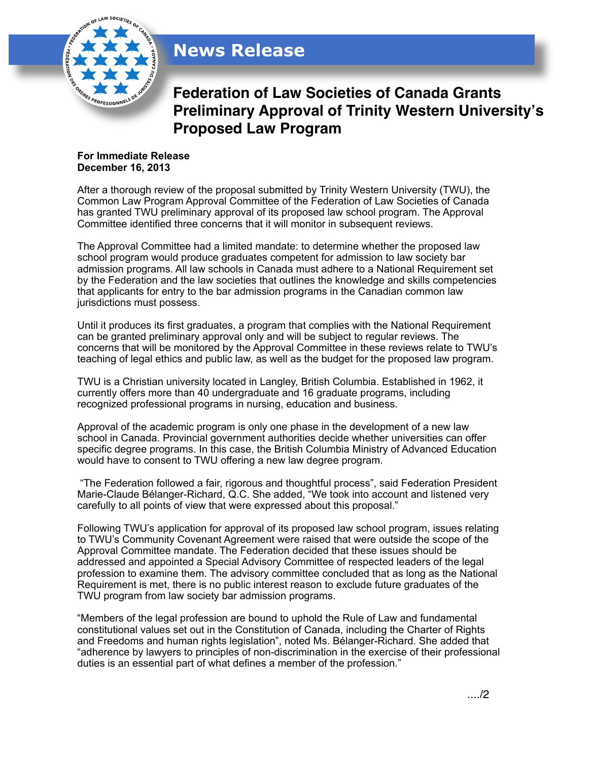# News Release

## Federation of Law Societies of Canada Grants Preliminary Approval of Trinity Western University's Proposed Law Program

**For Immediate Release**
**December 16, 2013**

After a thorough review of the proposal submitted by Trinity Western University (TWU), the Common Law Program Approval Committee of the Federation of Law Societies of Canada has granted TWU preliminary approval of its proposed law school program. The Approval Committee identified three concerns that it will monitor in subsequent reviews.

The Approval Committee had a limited mandate: to determine whether the proposed law school program would produce graduates competent for admission to law society bar admission programs. All law schools in Canada must adhere to a National Requirement set by the Federation and the law societies that outlines the knowledge and skills competencies that applicants for entry to the bar admission programs in the Canadian common law jurisdictions must possess.

Until it produces its first graduates, a program that complies with the National Requirement can be granted preliminary approval only and will be subject to regular reviews. The concerns that will be monitored by the Approval Committee in these reviews relate to TWU's teaching of legal ethics and public law, as well as the budget for the proposed law program.

TWU is a Christian university located in Langley, British Columbia. Established in 1962, it currently offers more than 40 undergraduate and 16 graduate programs, including recognized professional programs in nursing, education and business.

Approval of the academic program is only one phase in the development of a new law school in Canada. Provincial government authorities decide whether universities can offer specific degree programs. In this case, the British Columbia Ministry of Advanced Education would have to consent to TWU offering a new law degree program.

"The Federation followed a fair, rigorous and thoughtful process", said Federation President Marie-Claude Bélanger-Richard, Q.C. She added, "We took into account and listened very carefully to all points of view that were expressed about this proposal."

Following TWU's application for approval of its proposed law school program, issues relating to TWU's Community Covenant Agreement were raised that were outside the scope of the Approval Committee mandate. The Federation decided that these issues should be addressed and appointed a Special Advisory Committee of respected leaders of the legal profession to examine them. The advisory committee concluded that as long as the National Requirement is met, there is no public interest reason to exclude future graduates of the TWU program from law society bar admission programs.

"Members of the legal profession are bound to uphold the Rule of Law and fundamental constitutional values set out in the Constitution of Canada, including the Charter of Rights and Freedoms and human rights legislation", noted Ms. Bélanger-Richard. She added that "adherence by lawyers to principles of non-discrimination in the exercise of their professional duties is an essential part of what defines a member of the profession."

..../2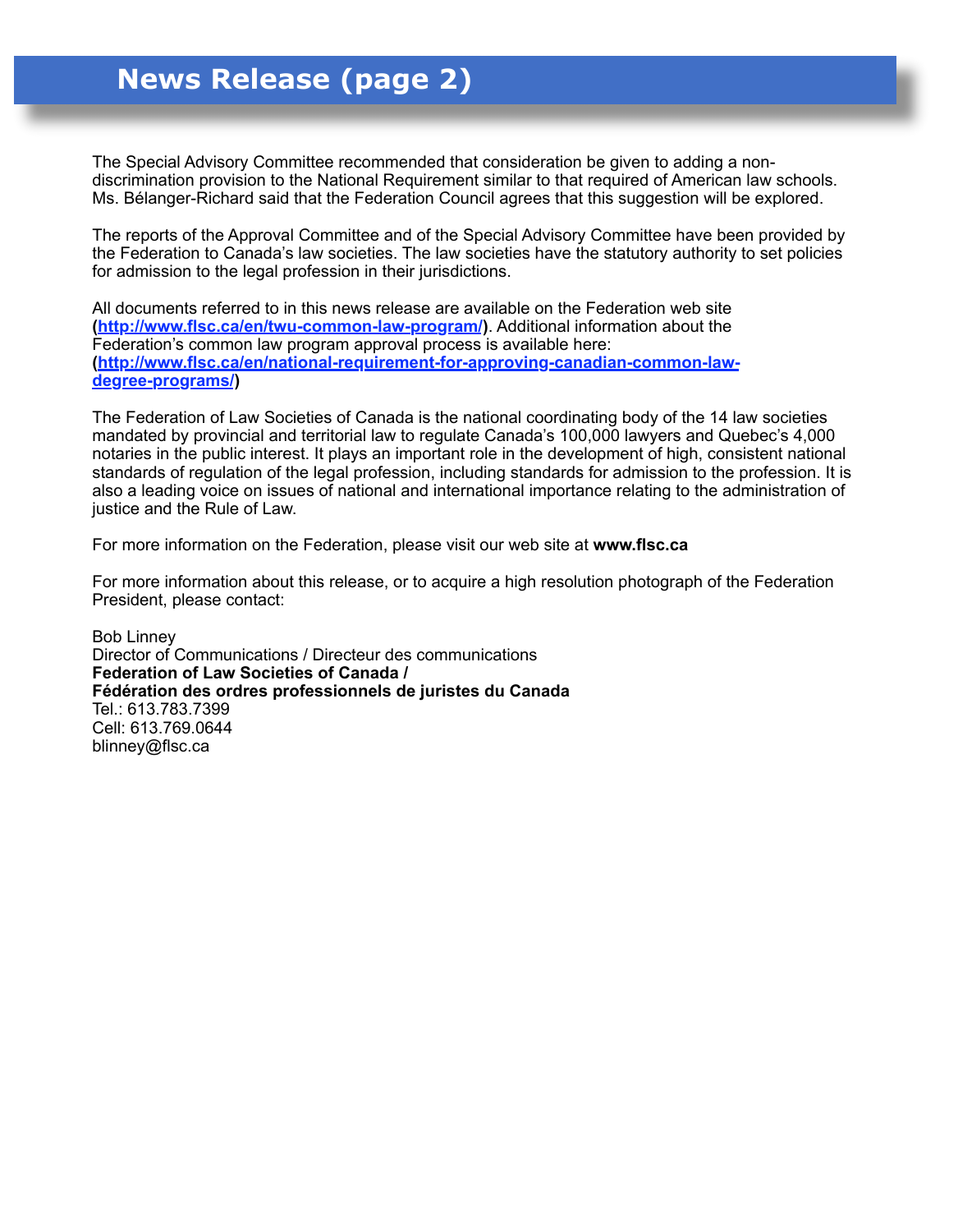# News Release (page 2)

The Special Advisory Committee recommended that consideration be given to adding a non-discrimination provision to the National Requirement similar to that required of American law schools. Ms. Bélanger-Richard said that the Federation Council agrees that this suggestion will be explored.

The reports of the Approval Committee and of the Special Advisory Committee have been provided by the Federation to Canada's law societies. The law societies have the statutory authority to set policies for admission to the legal profession in their jurisdictions.

All documents referred to in this news release are available on the Federation web site (**http://www.flsc.ca/en/twu-common-law-program/**). Additional information about the Federation's common law program approval process is available here: (**http://www.flsc.ca/en/national-requirement-for-approving-canadian-common-law-degree-programs/**)

The Federation of Law Societies of Canada is the national coordinating body of the 14 law societies mandated by provincial and territorial law to regulate Canada's 100,000 lawyers and Quebec's 4,000 notaries in the public interest. It plays an important role in the development of high, consistent national standards of regulation of the legal profession, including standards for admission to the profession. It is also a leading voice on issues of national and international importance relating to the administration of justice and the Rule of Law.

For more information on the Federation, please visit our web site at **www.flsc.ca**

For more information about this release, or to acquire a high resolution photograph of the Federation President, please contact:

Bob Linney
Director of Communications / Directeur des communications
**Federation of Law Societies of Canada /**
**Fédération des ordres professionnels de juristes du Canada**
Tel.: 613.783.7399
Cell: 613.769.0644
blinney@flsc.ca